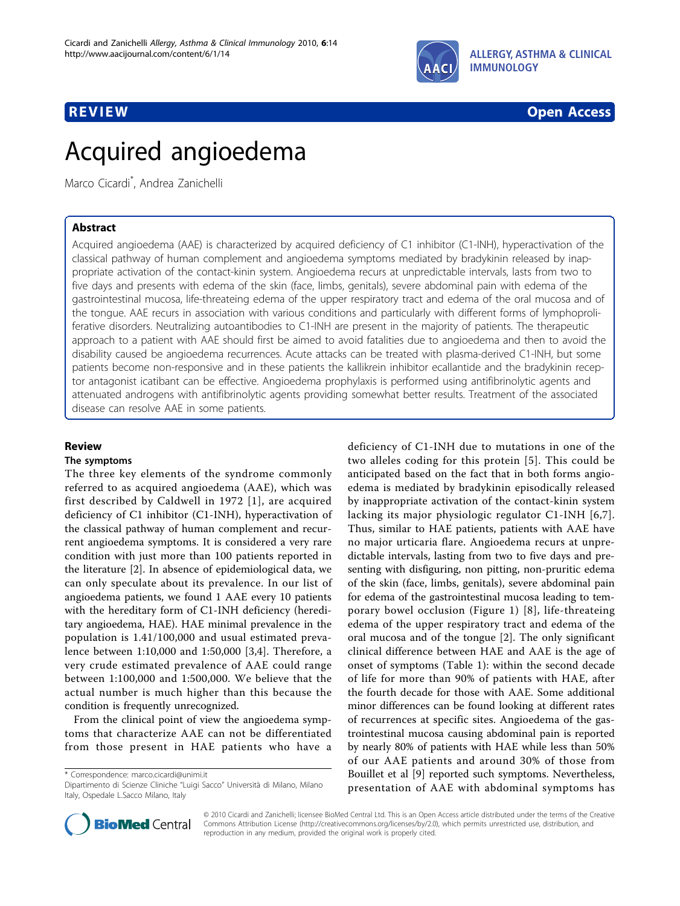REVIEW Open Access

# Acquired angioedema

Marco Cicardi*, Andrea Zanichelli

## Abstract

Acquired angioedema (AAE) is characterized by acquired deficiency of C1 inhibitor (C1-INH), hyperactivation of the classical pathway of human complement and angioedema symptoms mediated by bradykinin released by inappropriate activation of the contact-kinin system. Angioedema recurs at unpredictable intervals, lasts from two to five days and presents with edema of the skin (face, limbs, genitals), severe abdominal pain with edema of the gastrointestinal mucosa, life-threateing edema of the upper respiratory tract and edema of the oral mucosa and of the tongue. AAE recurs in association with various conditions and particularly with different forms of lymphoproliferative disorders. Neutralizing autoantibodies to C1-INH are present in the majority of patients. The therapeutic approach to a patient with AAE should first be aimed to avoid fatalities due to angioedema and then to avoid the disability caused be angioedema recurrences. Acute attacks can be treated with plasma-derived C1-INH, but some patients become non-responsive and in these patients the kallikrein inhibitor ecallantide and the bradykinin receptor antagonist icatibant can be effective. Angioedema prophylaxis is performed using antifibrinolytic agents and attenuated androgens with antifibrinolytic agents providing somewhat better results. Treatment of the associated disease can resolve AAE in some patients.

## Review

### The symptoms

The three key elements of the syndrome commonly referred to as acquired angioedema (AAE), which was first described by Caldwell in 1972 [1], are acquired deficiency of C1 inhibitor (C1-INH), hyperactivation of the classical pathway of human complement and recurrent angioedema symptoms. It is considered a very rare condition with just more than 100 patients reported in the literature [2]. In absence of epidemiological data, we can only speculate about its prevalence. In our list of angioedema patients, we found 1 AAE every 10 patients with the hereditary form of C1-INH deficiency (hereditary angioedema, HAE). HAE minimal prevalence in the population is 1.41/100,000 and usual estimated prevalence between 1:10,000 and 1:50,000 [3,4]. Therefore, a very crude estimated prevalence of AAE could range between 1:100,000 and 1:500,000. We believe that the actual number is much higher than this because the condition is frequently unrecognized.

From the clinical point of view the angioedema symptoms that characterize AAE can not be differentiated from those present in HAE patients who have a deficiency of C1-INH due to mutations in one of the two alleles coding for this protein [5]. This could be anticipated based on the fact that in both forms angioedema is mediated by bradykinin episodically released by inappropriate activation of the contact-kinin system lacking its major physiologic regulator C1-INH [6,7]. Thus, similar to HAE patients, patients with AAE have no major urticaria flare. Angioedema recurs at unpredictable intervals, lasting from two to five days and presenting with disfiguring, non pitting, non-pruritic edema of the skin (face, limbs, genitals), severe abdominal pain for edema of the gastrointestinal mucosa leading to temporary bowel occlusion (Figure 1) [8], life-threateing edema of the upper respiratory tract and edema of the oral mucosa and of the tongue [2]. The only significant clinical difference between HAE and AAE is the age of onset of symptoms (Table 1): within the second decade of life for more than 90% of patients with HAE, after the fourth decade for those with AAE. Some additional minor differences can be found looking at different rates of recurrences at specific sites. Angioedema of the gastrointestinal mucosa causing abdominal pain is reported by nearly 80% of patients with HAE while less than 50% of our AAE patients and around 30% of those from Bouillet et al [9] reported such symptoms. Nevertheless, presentation of AAE with abdominal symptoms has

\* Correspondence: marco.cicardi@unimi.it
Dipartimento di Scienze Cliniche "Luigi Sacco" Università di Milano, Milano Italy, Ospedale L.Sacco Milano, Italy

© 2010 Cicardi and Zanichelli; licensee BioMed Central Ltd. This is an Open Access article distributed under the terms of the Creative Commons Attribution License (http://creativecommons.org/licenses/by/2.0), which permits unrestricted use, distribution, and reproduction in any medium, provided the original work is properly cited.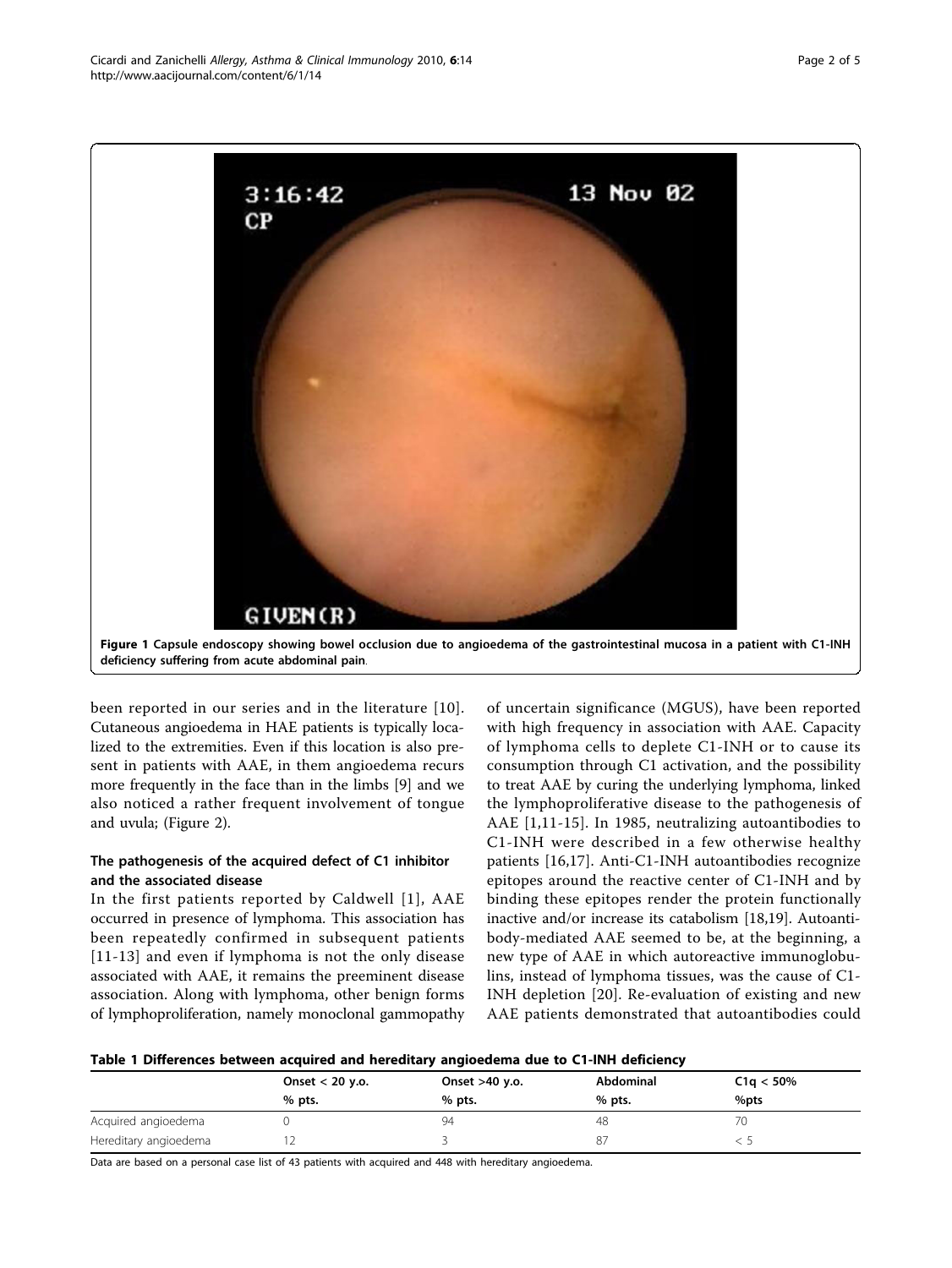Figure 1 Capsule endoscopy showing bowel occlusion due to angioedema of the gastrointestinal mucosa in a patient with C1-INH deficiency suffering from acute abdominal pain.

been reported in our series and in the literature [10]. Cutaneous angioedema in HAE patients is typically localized to the extremities. Even if this location is also present in patients with AAE, in them angioedema recurs more frequently in the face than in the limbs [9] and we also noticed a rather frequent involvement of tongue and uvula; (Figure 2).

## The pathogenesis of the acquired defect of C1 inhibitor and the associated disease

In the first patients reported by Caldwell [1], AAE occurred in presence of lymphoma. This association has been repeatedly confirmed in subsequent patients [11-13] and even if lymphoma is not the only disease associated with AAE, it remains the preeminent disease association. Along with lymphoma, other benign forms of lymphoproliferation, namely monoclonal gammopathy of uncertain significance (MGUS), have been reported with high frequency in association with AAE. Capacity of lymphoma cells to deplete C1-INH or to cause its consumption through C1 activation, and the possibility to treat AAE by curing the underlying lymphoma, linked the lymphoproliferative disease to the pathogenesis of AAE [1,11-15]. In 1985, neutralizing autoantibodies to C1-INH were described in a few otherwise healthy patients [16,17]. Anti-C1-INH autoantibodies recognize epitopes around the reactive center of C1-INH and by binding these epitopes render the protein functionally inactive and/or increase its catabolism [18,19]. Autoantibody-mediated AAE seemed to be, at the beginning, a new type of AAE in which autoreactive immunoglobulins, instead of lymphoma tissues, was the cause of C1-INH depletion [20]. Re-evaluation of existing and new AAE patients demonstrated that autoantibodies could

**Table 1 Differences between acquired and hereditary angioedema due to C1-INH deficiency**

| | Onset < 20 y.o. % pts. | Onset >40 y.o. % pts. | Abdominal % pts. | C1q < 50% %pts |
|---|---|---|---|---|
| Acquired angioedema | 0 | 94 | 48 | 70 |
| Hereditary angioedema | 12 | 3 | 87 | < 5 |

Data are based on a personal case list of 43 patients with acquired and 448 with hereditary angioedema.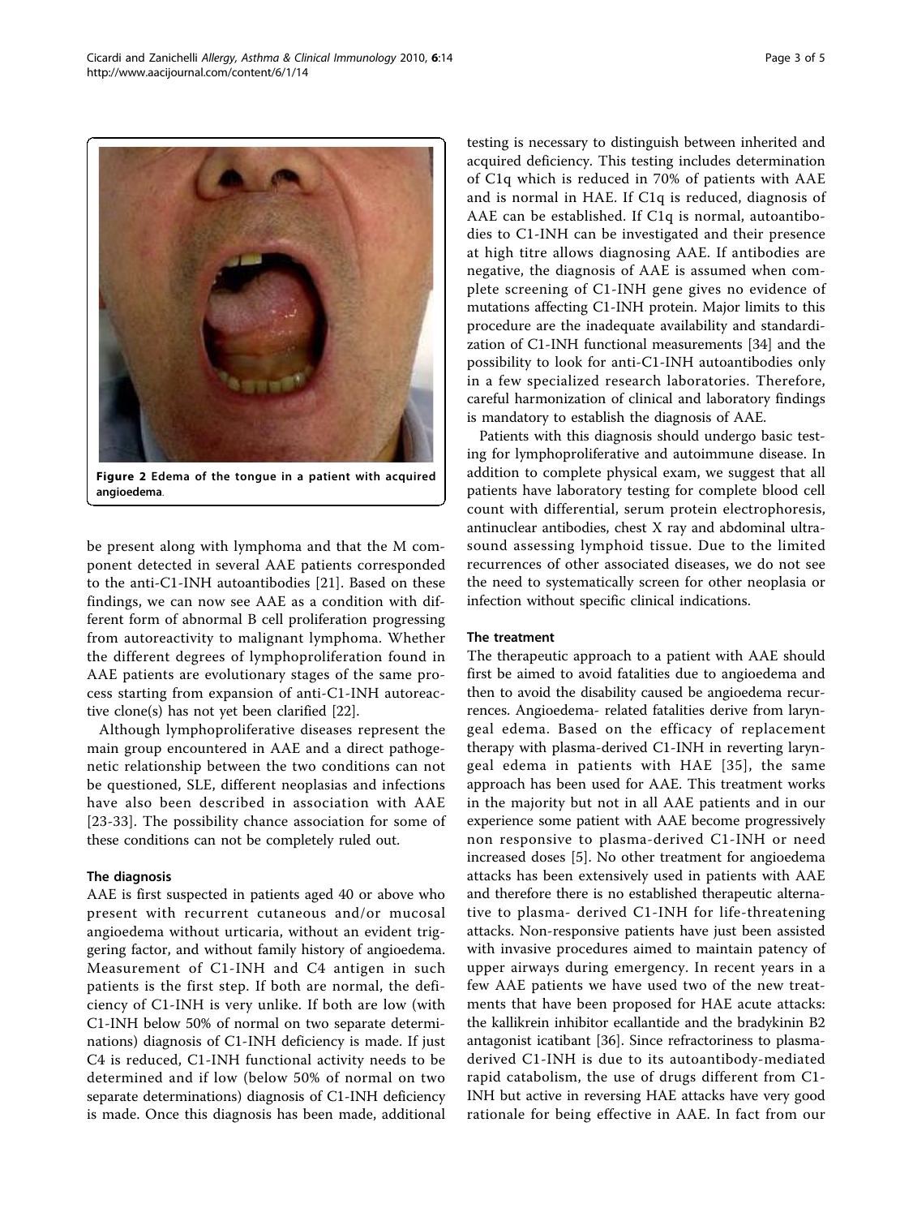Figure 2 Edema of the tongue in a patient with acquired angioedema.

be present along with lymphoma and that the M component detected in several AAE patients corresponded to the anti-C1-INH autoantibodies [21]. Based on these findings, we can now see AAE as a condition with different form of abnormal B cell proliferation progressing from autoreactivity to malignant lymphoma. Whether the different degrees of lymphoproliferation found in AAE patients are evolutionary stages of the same process starting from expansion of anti-C1-INH autoreactive clone(s) has not yet been clarified [22].

Although lymphoproliferative diseases represent the main group encountered in AAE and a direct pathogenetic relationship between the two conditions can not be questioned, SLE, different neoplasias and infections have also been described in association with AAE [23-33]. The possibility chance association for some of these conditions can not be completely ruled out.

## The diagnosis

AAE is first suspected in patients aged 40 or above who present with recurrent cutaneous and/or mucosal angioedema without urticaria, without an evident triggering factor, and without family history of angioedema. Measurement of C1-INH and C4 antigen in such patients is the first step. If both are normal, the deficiency of C1-INH is very unlike. If both are low (with C1-INH below 50% of normal on two separate determinations) diagnosis of C1-INH deficiency is made. If just C4 is reduced, C1-INH functional activity needs to be determined and if low (below 50% of normal on two separate determinations) diagnosis of C1-INH deficiency is made. Once this diagnosis has been made, additional testing is necessary to distinguish between inherited and acquired deficiency. This testing includes determination of C1q which is reduced in 70% of patients with AAE and is normal in HAE. If C1q is reduced, diagnosis of AAE can be established. If C1q is normal, autoantibodies to C1-INH can be investigated and their presence at high titre allows diagnosing AAE. If antibodies are negative, the diagnosis of AAE is assumed when complete screening of C1-INH gene gives no evidence of mutations affecting C1-INH protein. Major limits to this procedure are the inadequate availability and standardization of C1-INH functional measurements [34] and the possibility to look for anti-C1-INH autoantibodies only in a few specialized research laboratories. Therefore, careful harmonization of clinical and laboratory findings is mandatory to establish the diagnosis of AAE.

Patients with this diagnosis should undergo basic testing for lymphoproliferative and autoimmune disease. In addition to complete physical exam, we suggest that all patients have laboratory testing for complete blood cell count with differential, serum protein electrophoresis, antinuclear antibodies, chest X ray and abdominal ultrasound assessing lymphoid tissue. Due to the limited recurrences of other associated diseases, we do not see the need to systematically screen for other neoplasia or infection without specific clinical indications.

## The treatment

The therapeutic approach to a patient with AAE should first be aimed to avoid fatalities due to angioedema and then to avoid the disability caused be angioedema recurrences. Angioedema- related fatalities derive from laryngeal edema. Based on the efficacy of replacement therapy with plasma-derived C1-INH in reverting laryngeal edema in patients with HAE [35], the same approach has been used for AAE. This treatment works in the majority but not in all AAE patients and in our experience some patient with AAE become progressively non responsive to plasma-derived C1-INH or need increased doses [5]. No other treatment for angioedema attacks has been extensively used in patients with AAE and therefore there is no established therapeutic alternative to plasma- derived C1-INH for life-threatening attacks. Non-responsive patients have just been assisted with invasive procedures aimed to maintain patency of upper airways during emergency. In recent years in a few AAE patients we have used two of the new treatments that have been proposed for HAE acute attacks: the kallikrein inhibitor ecallantide and the bradykinin B2 antagonist icatibant [36]. Since refractoriness to plasma-derived C1-INH is due to its autoantibody-mediated rapid catabolism, the use of drugs different from C1-INH but active in reversing HAE attacks have very good rationale for being effective in AAE. In fact from our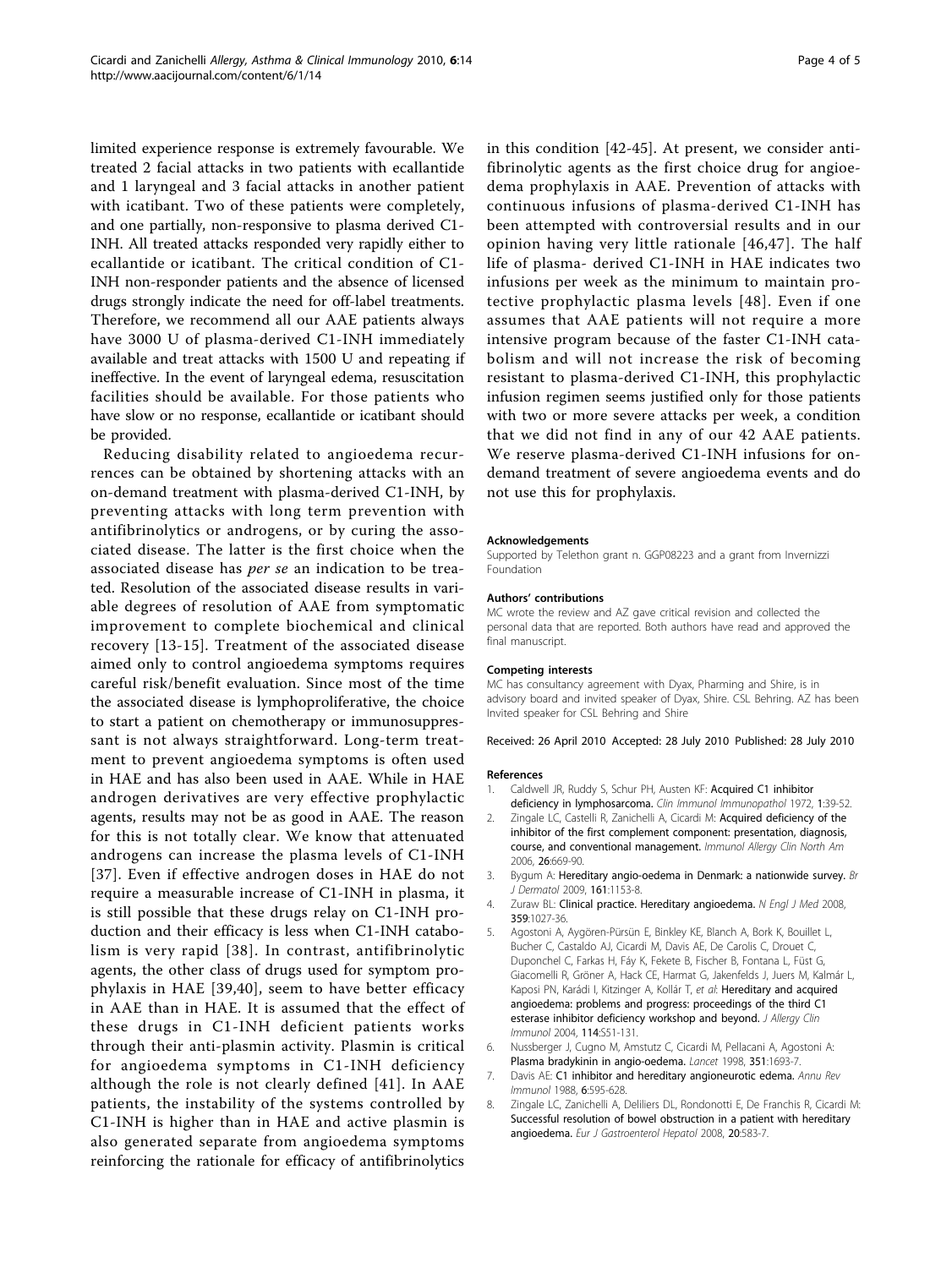limited experience response is extremely favourable. We treated 2 facial attacks in two patients with ecallantide and 1 laryngeal and 3 facial attacks in another patient with icatibant. Two of these patients were completely, and one partially, non-responsive to plasma derived C1-INH. All treated attacks responded very rapidly either to ecallantide or icatibant. The critical condition of C1-INH non-responder patients and the absence of licensed drugs strongly indicate the need for off-label treatments. Therefore, we recommend all our AAE patients always have 3000 U of plasma-derived C1-INH immediately available and treat attacks with 1500 U and repeating if ineffective. In the event of laryngeal edema, resuscitation facilities should be available. For those patients who have slow or no response, ecallantide or icatibant should be provided.

Reducing disability related to angioedema recurrences can be obtained by shortening attacks with an on-demand treatment with plasma-derived C1-INH, by preventing attacks with long term prevention with antifibrinolytics or androgens, or by curing the associated disease. The latter is the first choice when the associated disease has *per se* an indication to be treated. Resolution of the associated disease results in variable degrees of resolution of AAE from symptomatic improvement to complete biochemical and clinical recovery [13-15]. Treatment of the associated disease aimed only to control angioedema symptoms requires careful risk/benefit evaluation. Since most of the time the associated disease is lymphoproliferative, the choice to start a patient on chemotherapy or immunosuppressant is not always straightforward. Long-term treatment to prevent angioedema symptoms is often used in HAE and has also been used in AAE. While in HAE androgen derivatives are very effective prophylactic agents, results may not be as good in AAE. The reason for this is not totally clear. We know that attenuated androgens can increase the plasma levels of C1-INH [37]. Even if effective androgen doses in HAE do not require a measurable increase of C1-INH in plasma, it is still possible that these drugs relay on C1-INH production and their efficacy is less when C1-INH catabolism is very rapid [38]. In contrast, antifibrinolytic agents, the other class of drugs used for symptom prophylaxis in HAE [39,40], seem to have better efficacy in AAE than in HAE. It is assumed that the effect of these drugs in C1-INH deficient patients works through their anti-plasmin activity. Plasmin is critical for angioedema symptoms in C1-INH deficiency although the role is not clearly defined [41]. In AAE patients, the instability of the systems controlled by C1-INH is higher than in HAE and active plasmin is also generated separate from angioedema symptoms reinforcing the rationale for efficacy of antifibrinolytics in this condition [42-45]. At present, we consider antifibrinolytic agents as the first choice drug for angioedema prophylaxis in AAE. Prevention of attacks with continuous infusions of plasma-derived C1-INH has been attempted with controversial results and in our opinion having very little rationale [46,47]. The half life of plasma- derived C1-INH in HAE indicates two infusions per week as the minimum to maintain protective prophylactic plasma levels [48]. Even if one assumes that AAE patients will not require a more intensive program because of the faster C1-INH catabolism and will not increase the risk of becoming resistant to plasma-derived C1-INH, this prophylactic infusion regimen seems justified only for those patients with two or more severe attacks per week, a condition that we did not find in any of our 42 AAE patients. We reserve plasma-derived C1-INH infusions for on-demand treatment of severe angioedema events and do not use this for prophylaxis.

#### Acknowledgements

Supported by Telethon grant n. GGP08223 and a grant from Invernizzi Foundation

#### Authors' contributions

MC wrote the review and AZ gave critical revision and collected the personal data that are reported. Both authors have read and approved the final manuscript.

#### Competing interests

MC has consultancy agreement with Dyax, Pharming and Shire, is in advisory board and invited speaker of Dyax, Shire. CSL Behring. AZ has been Invited speaker for CSL Behring and Shire

Received: 26 April 2010 Accepted: 28 July 2010 Published: 28 July 2010

#### References

1. Caldwell JR, Ruddy S, Schur PH, Austen KF: **Acquired C1 inhibitor deficiency in lymphosarcoma.** *Clin Immunol Immunopathol* 1972, **1**:39-52.
2. Zingale LC, Castelli R, Zanichelli A, Cicardi M: **Acquired deficiency of the inhibitor of the first complement component: presentation, diagnosis, course, and conventional management.** *Immunol Allergy Clin North Am* 2006, **26**:669-90.
3. Bygum A: **Hereditary angio-oedema in Denmark: a nationwide survey.** *Br J Dermatol* 2009, **161**:1153-8.
4. Zuraw BL: **Clinical practice. Hereditary angioedema.** *N Engl J Med* 2008, **359**:1027-36.
5. Agostoni A, Aygören-Pürsün E, Binkley KE, Blanch A, Bork K, Bouillet L, Bucher C, Castaldo AJ, Cicardi M, Davis AE, De Carolis C, Drouet C, Duponchel C, Farkas H, Fáy K, Fekete B, Fischer B, Fontana L, Füst G, Giacomelli R, Gröner A, Hack CE, Harmat G, Jakenfelds J, Juers M, Kalmár L, Kaposi PN, Karádi I, Kitzinger A, Kollár T, *et al*: **Hereditary and acquired angioedema: problems and progress: proceedings of the third C1 esterase inhibitor deficiency workshop and beyond.** *J Allergy Clin Immunol* 2004, **114**:S51-131.
6. Nussberger J, Cugno M, Amstutz C, Cicardi M, Pellacani A, Agostoni A: **Plasma bradykinin in angio-oedema.** *Lancet* 1998, **351**:1693-7.
7. Davis AE: **C1 inhibitor and hereditary angioneurotic edema.** *Annu Rev Immunol* 1988, **6**:595-628.
8. Zingale LC, Zanichelli A, Deliliers DL, Rondonotti E, De Franchis R, Cicardi M: **Successful resolution of bowel obstruction in a patient with hereditary angioedema.** *Eur J Gastroenterol Hepatol* 2008, **20**:583-7.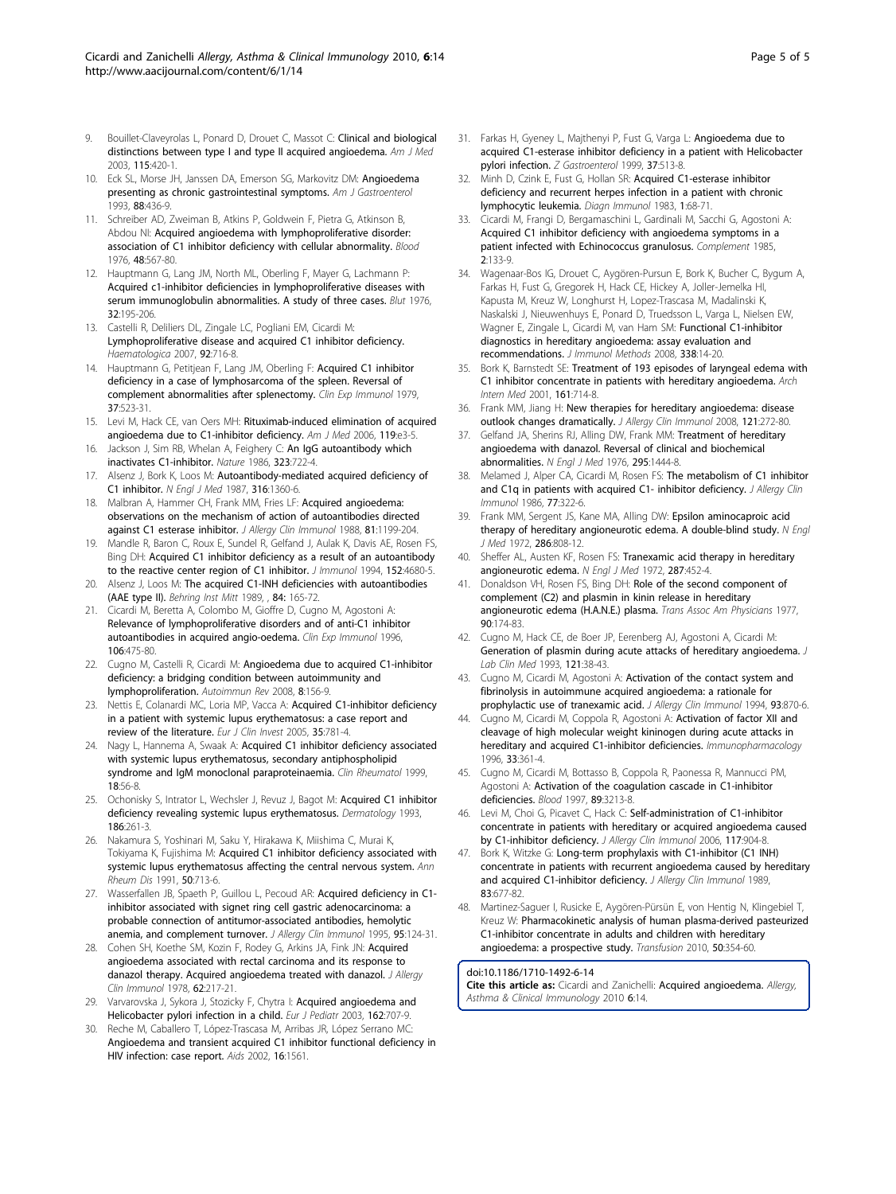9. Bouillet-Claveyrolas L, Ponard D, Drouet C, Massot C: **Clinical and biological distinctions between type I and type II acquired angioedema.** *Am J Med* 2003, **115**:420-1.
10. Eck SL, Morse JH, Janssen DA, Emerson SG, Markovitz DM: **Angioedema presenting as chronic gastrointestinal symptoms.** *Am J Gastroenterol* 1993, **88**:436-9.
11. Schreiber AD, Zweiman B, Atkins P, Goldwein F, Pietra G, Atkinson B, Abdou NI: **Acquired angioedema with lymphoproliferative disorder: association of C1 inhibitor deficiency with cellular abnormality.** *Blood* 1976, **48**:567-80.
12. Hauptmann G, Lang JM, North ML, Oberling F, Mayer G, Lachmann P: **Acquired c1-inhibitor deficiencies in lymphoproliferative diseases with serum immunoglobulin abnormalities. A study of three cases.** *Blut* 1976, **32**:195-206.
13. Castelli R, Deliliers DL, Zingale LC, Pogliani EM, Cicardi M: **Lymphoproliferative disease and acquired C1 inhibitor deficiency.** *Haematologica* 2007, **92**:716-8.
14. Hauptmann G, Petitjean F, Lang JM, Oberling F: **Acquired C1 inhibitor deficiency in a case of lymphosarcoma of the spleen. Reversal of complement abnormalities after splenectomy.** *Clin Exp Immunol* 1979, **37**:523-31.
15. Levi M, Hack CE, van Oers MH: **Rituximab-induced elimination of acquired angioedema due to C1-inhibitor deficiency.** *Am J Med* 2006, **119**:e3-5.
16. Jackson J, Sim RB, Whelan A, Feighery C: **An IgG autoantibody which inactivates C1-inhibitor.** *Nature* 1986, **323**:722-4.
17. Alsenz J, Bork K, Loos M: **Autoantibody-mediated acquired deficiency of C1 inhibitor.** *N Engl J Med* 1987, **316**:1360-6.
18. Malbran A, Hammer CH, Frank MM, Fries LF: **Acquired angioedema: observations on the mechanism of action of autoantibodies directed against C1 esterase inhibitor.** *J Allergy Clin Immunol* 1988, **81**:1199-204.
19. Mandle R, Baron C, Roux E, Sundel R, Gelfand J, Aulak K, Davis AE, Rosen FS, Bing DH: **Acquired C1 inhibitor deficiency as a result of an autoantibody to the reactive center region of C1 inhibitor.** *J Immunol* 1994, **152**:4680-5.
20. Alsenz J, Loos M: **The acquired C1-INH deficiencies with autoantibodies (AAE type II).** *Behring Inst Mitt* 1989, , **84**: 165-72.
21. Cicardi M, Beretta A, Colombo M, Gioffre D, Cugno M, Agostoni A: **Relevance of lymphoproliferative disorders and of anti-C1 inhibitor autoantibodies in acquired angio-oedema.** *Clin Exp Immunol* 1996, **106**:475-80.
22. Cugno M, Castelli R, Cicardi M: **Angioedema due to acquired C1-inhibitor deficiency: a bridging condition between autoimmunity and lymphoproliferation.** *Autoimmun Rev* 2008, **8**:156-9.
23. Nettis E, Colanardi MC, Loria MP, Vacca A: **Acquired C1-inhibitor deficiency in a patient with systemic lupus erythematosus: a case report and review of the literature.** *Eur J Clin Invest* 2005, **35**:781-4.
24. Nagy L, Hannema A, Swaak A: **Acquired C1 inhibitor deficiency associated with systemic lupus erythematosus, secondary antiphospholipid syndrome and IgM monoclonal paraproteinaemia.** *Clin Rheumatol* 1999, **18**:56-8.
25. Ochonisky S, Intrator L, Wechsler J, Revuz J, Bagot M: **Acquired C1 inhibitor deficiency revealing systemic lupus erythematosus.** *Dermatology* 1993, **186**:261-3.
26. Nakamura S, Yoshinari M, Saku Y, Hirakawa K, Miishima C, Murai K, Tokiyama K, Fujishima M: **Acquired C1 inhibitor deficiency associated with systemic lupus erythematosus affecting the central nervous system.** *Ann Rheum Dis* 1991, **50**:713-6.
27. Wasserfallen JB, Spaeth P, Guillou L, Pecoud AR: **Acquired deficiency in C1-inhibitor associated with signet ring cell gastric adenocarcinoma: a probable connection of antitumor-associated antibodies, hemolytic anemia, and complement turnover.** *J Allergy Clin Immunol* 1995, **95**:124-31.
28. Cohen SH, Koethe SM, Kozin F, Rodey G, Arkins JA, Fink JN: **Acquired angioedema associated with rectal carcinoma and its response to danazol therapy. Acquired angioedema treated with danazol.** *J Allergy Clin Immunol* 1978, **62**:217-21.
29. Varvarovska J, Sykora J, Stozicky F, Chytra I: **Acquired angioedema and Helicobacter pylori infection in a child.** *Eur J Pediatr* 2003, **162**:707-9.
30. Reche M, Caballero T, López-Trascasa M, Arribas JR, López Serrano MC: **Angioedema and transient acquired C1 inhibitor functional deficiency in HIV infection: case report.** *Aids* 2002, **16**:1561.
31. Farkas H, Gyeney L, Majthenyi P, Fust G, Varga L: **Angioedema due to acquired C1-esterase inhibitor deficiency in a patient with Helicobacter pylori infection.** *Z Gastroenterol* 1999, **37**:513-8.
32. Minh D, Czink E, Fust G, Hollan SR: **Acquired C1-esterase inhibitor deficiency and recurrent herpes infection in a patient with chronic lymphocytic leukemia.** *Diagn Immunol* 1983, **1**:68-71.
33. Cicardi M, Frangi D, Bergamaschini L, Gardinali M, Sacchi G, Agostoni A: **Acquired C1 inhibitor deficiency with angioedema symptoms in a patient infected with Echinococcus granulosus.** *Complement* 1985, **2**:133-9.
34. Wagenaar-Bos IG, Drouet C, Aygören-Pursun E, Bork K, Bucher C, Bygum A, Farkas H, Fust G, Gregorek H, Hack CE, Hickey A, Joller-Jemelka HI, Kapusta M, Kreuz W, Longhurst H, Lopez-Trascasa M, Madalinski K, Naskalski J, Nieuwenhuys E, Ponard D, Truedsson L, Varga L, Nielsen EW, Wagner E, Zingale L, Cicardi M, van Ham SM: **Functional C1-inhibitor diagnostics in hereditary angioedema: assay evaluation and recommendations.** *J Immunol Methods* 2008, **338**:14-20.
35. Bork K, Barnstedt SE: **Treatment of 193 episodes of laryngeal edema with C1 inhibitor concentrate in patients with hereditary angioedema.** *Arch Intern Med* 2001, **161**:714-8.
36. Frank MM, Jiang H: **New therapies for hereditary angioedema: disease outlook changes dramatically.** *J Allergy Clin Immunol* 2008, **121**:272-80.
37. Gelfand JA, Sherins RJ, Alling DW, Frank MM: **Treatment of hereditary angioedema with danazol. Reversal of clinical and biochemical abnormalities.** *N Engl J Med* 1976, **295**:1444-8.
38. Melamed J, Alper CA, Cicardi M, Rosen FS: **The metabolism of C1 inhibitor and C1q in patients with acquired C1- inhibitor deficiency.** *J Allergy Clin Immunol* 1986, **77**:322-6.
39. Frank MM, Sergent JS, Kane MA, Alling DW: **Epsilon aminocaproic acid therapy of hereditary angioneurotic edema. A double-blind study.** *N Engl J Med* 1972, **286**:808-12.
40. Sheffer AL, Austen KF, Rosen FS: **Tranexamic acid therapy in hereditary angioneurotic edema.** *N Engl J Med* 1972, **287**:452-4.
41. Donaldson VH, Rosen FS, Bing DH: **Role of the second component of complement (C2) and plasmin in kinin release in hereditary angioneurotic edema (H.A.N.E.) plasma.** *Trans Assoc Am Physicians* 1977, **90**:174-83.
42. Cugno M, Hack CE, de Boer JP, Eerenberg AJ, Agostoni A, Cicardi M: **Generation of plasmin during acute attacks of hereditary angioedema.** *J Lab Clin Med* 1993, **121**:38-43.
43. Cugno M, Cicardi M, Agostoni A: **Activation of the contact system and fibrinolysis in autoimmune acquired angioedema: a rationale for prophylactic use of tranexamic acid.** *J Allergy Clin Immunol* 1994, **93**:870-6.
44. Cugno M, Cicardi M, Coppola R, Agostoni A: **Activation of factor XII and cleavage of high molecular weight kininogen during acute attacks in hereditary and acquired C1-inhibitor deficiencies.** *Immunopharmacology* 1996, **33**:361-4.
45. Cugno M, Cicardi M, Bottasso B, Coppola R, Paonessa R, Mannucci PM, Agostoni A: **Activation of the coagulation cascade in C1-inhibitor deficiencies.** *Blood* 1997, **89**:3213-8.
46. Levi M, Choi G, Picavet C, Hack C: **Self-administration of C1-inhibitor concentrate in patients with hereditary or acquired angioedema caused by C1-inhibitor deficiency.** *J Allergy Clin Immunol* 2006, **117**:904-8.
47. Bork K, Witzke G: **Long-term prophylaxis with C1-inhibitor (C1 INH) concentrate in patients with recurrent angioedema caused by hereditary and acquired C1-inhibitor deficiency.** *J Allergy Clin Immunol* 1989, **83**:677-82.
48. Martinez-Saguer I, Rusicke E, Aygören-Pürsün E, von Hentig N, Klingebiel T, Kreuz W: **Pharmacokinetic analysis of human plasma-derived pasteurized C1-inhibitor concentrate in adults and children with hereditary angioedema: a prospective study.** *Transfusion* 2010, **50**:354-60.

doi:10.1186/1710-1492-6-14

**Cite this article as:** Cicardi and Zanichelli: **Acquired angioedema.** *Allergy, Asthma & Clinical Immunology* 2010 **6**:14.